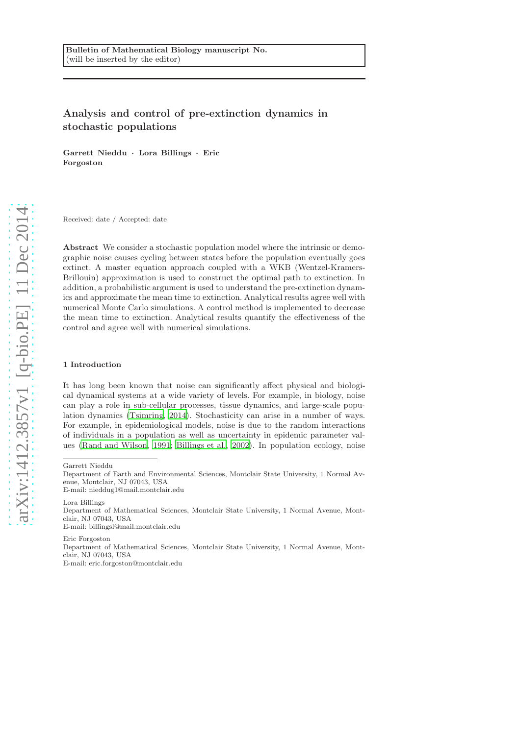Bulletin of Mathematical Biology manuscript No.
(will be inserted by the editor)

# Analysis and control of pre-extinction dynamics in stochastic populations

**Garrett Nieddu · Lora Billings · Eric Forgoston**

Received: date / Accepted: date

**Abstract** We consider a stochastic population model where the intrinsic or demographic noise causes cycling between states before the population eventually goes extinct. A master equation approach coupled with a WKB (Wentzel-Kramers-Brillouin) approximation is used to construct the optimal path to extinction. In addition, a probabilistic argument is used to understand the pre-extinction dynamics and approximate the mean time to extinction. Analytical results agree well with numerical Monte Carlo simulations. A control method is implemented to decrease the mean time to extinction. Analytical results quantify the effectiveness of the control and agree well with numerical simulations.

## 1 Introduction

It has long been known that noise can significantly affect physical and biological dynamical systems at a wide variety of levels. For example, in biology, noise can play a role in sub-cellular processes, tissue dynamics, and large-scale population dynamics (Tsimring, 2014). Stochasticity can arise in a number of ways. For example, in epidemiological models, noise is due to the random interactions of individuals in a population as well as uncertainty in epidemic parameter values (Rand and Wilson, 1991; Billings et al., 2002). In population ecology, noise

---

Garrett Nieddu
Department of Earth and Environmental Sciences, Montclair State University, 1 Normal Avenue, Montclair, NJ 07043, USA
E-mail: nieddug1@mail.montclair.edu

Lora Billings
Department of Mathematical Sciences, Montclair State University, 1 Normal Avenue, Montclair, NJ 07043, USA
E-mail: billingsl@mail.montclair.edu

Eric Forgoston
Department of Mathematical Sciences, Montclair State University, 1 Normal Avenue, Montclair, NJ 07043, USA
E-mail: eric.forgoston@montclair.edu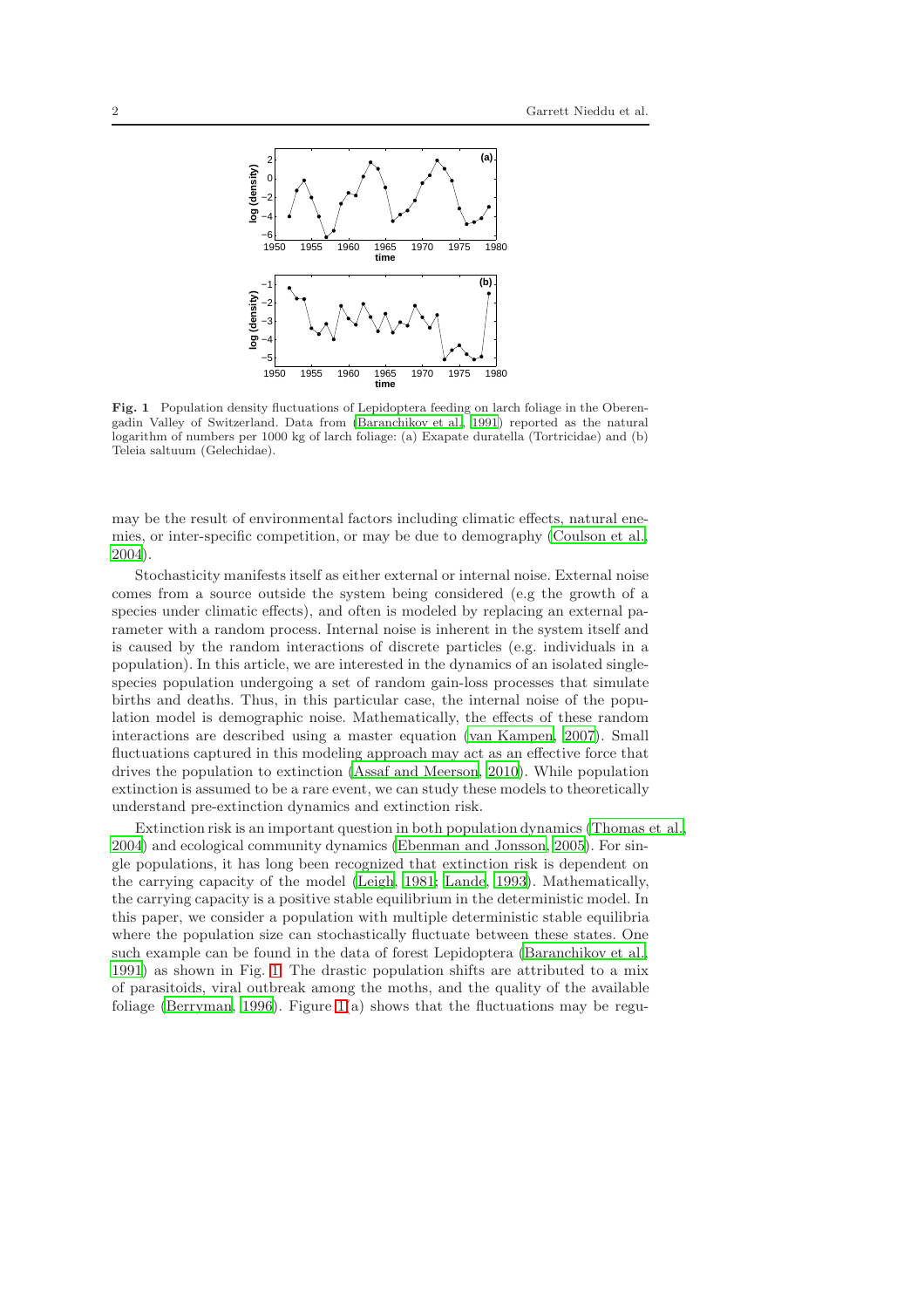**Fig. 1** Population density fluctuations of Lepidoptera feeding on larch foliage in the Oberengadin Valley of Switzerland. Data from (Baranchikov et al., 1991) reported as the natural logarithm of numbers per 1000 kg of larch foliage: (a) Exapate duratella (Tortricidae) and (b) Teleia saltuum (Gelechidae).

may be the result of environmental factors including climatic effects, natural enemies, or inter-specific competition, or may be due to demography (Coulson et al., 2004).

Stochasticity manifests itself as either external or internal noise. External noise comes from a source outside the system being considered (e.g the growth of a species under climatic effects), and often is modeled by replacing an external parameter with a random process. Internal noise is inherent in the system itself and is caused by the random interactions of discrete particles (e.g. individuals in a population). In this article, we are interested in the dynamics of an isolated single-species population undergoing a set of random gain-loss processes that simulate births and deaths. Thus, in this particular case, the internal noise of the population model is demographic noise. Mathematically, the effects of these random interactions are described using a master equation (van Kampen, 2007). Small fluctuations captured in this modeling approach may act as an effective force that drives the population to extinction (Assaf and Meerson, 2010). While population extinction is assumed to be a rare event, we can study these models to theoretically understand pre-extinction dynamics and extinction risk.

Extinction risk is an important question in both population dynamics (Thomas et al., 2004) and ecological community dynamics (Ebenman and Jonsson, 2005). For single populations, it has long been recognized that extinction risk is dependent on the carrying capacity of the model (Leigh, 1981; Lande, 1993). Mathematically, the carrying capacity is a positive stable equilibrium in the deterministic model. In this paper, we consider a population with multiple deterministic stable equilibria where the population size can stochastically fluctuate between these states. One such example can be found in the data of forest Lepidoptera (Baranchikov et al., 1991) as shown in Fig. 1. The drastic population shifts are attributed to a mix of parasitoids, viral outbreak among the moths, and the quality of the available foliage (Berryman, 1996). Figure 1(a) shows that the fluctuations may be regu-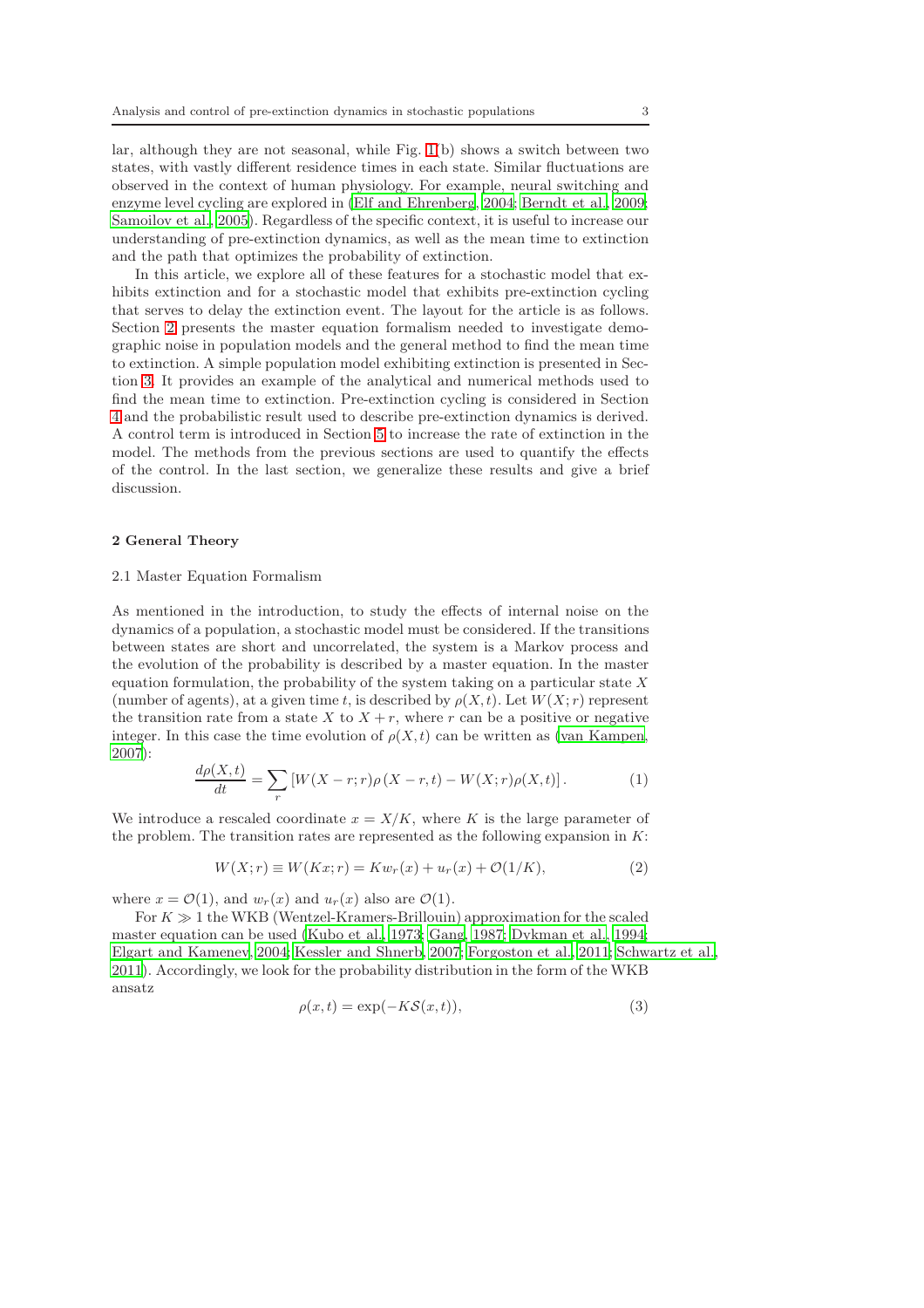lar, although they are not seasonal, while Fig. 1(b) shows a switch between two states, with vastly different residence times in each state. Similar fluctuations are observed in the context of human physiology. For example, neural switching and enzyme level cycling are explored in (Elf and Ehrenberg, 2004; Berndt et al., 2009; Samoilov et al., 2005). Regardless of the specific context, it is useful to increase our understanding of pre-extinction dynamics, as well as the mean time to extinction and the path that optimizes the probability of extinction.

In this article, we explore all of these features for a stochastic model that exhibits extinction and for a stochastic model that exhibits pre-extinction cycling that serves to delay the extinction event. The layout for the article is as follows. Section 2 presents the master equation formalism needed to investigate demographic noise in population models and the general method to find the mean time to extinction. A simple population model exhibiting extinction is presented in Section 3. It provides an example of the analytical and numerical methods used to find the mean time to extinction. Pre-extinction cycling is considered in Section 4 and the probabilistic result used to describe pre-extinction dynamics is derived. A control term is introduced in Section 5 to increase the rate of extinction in the model. The methods from the previous sections are used to quantify the effects of the control. In the last section, we generalize these results and give a brief discussion.

## 2 General Theory

### 2.1 Master Equation Formalism

As mentioned in the introduction, to study the effects of internal noise on the dynamics of a population, a stochastic model must be considered. If the transitions between states are short and uncorrelated, the system is a Markov process and the evolution of the probability is described by a master equation. In the master equation formulation, the probability of the system taking on a particular state $X$ (number of agents), at a given time $t$, is described by $\rho(X, t)$. Let $W(X; r)$ represent the transition rate from a state $X$ to $X + r$, where $r$ can be a positive or negative integer. In this case the time evolution of $\rho(X, t)$ can be written as (van Kampen, 2007):

$$\frac{d\rho(X,t)}{dt} = \sum_r \left[ W(X-r;r)\rho(X-r,t) - W(X;r)\rho(X,t) \right]. \tag{1}$$

We introduce a rescaled coordinate $x = X/K$, where $K$ is the large parameter of the problem. The transition rates are represented as the following expansion in $K$:

$$W(X;r) \equiv W(Kx;r) = Kw_r(x) + u_r(x) + \mathcal{O}(1/K), \tag{2}$$

where $x = \mathcal{O}(1)$, and $w_r(x)$ and $u_r(x)$ also are $\mathcal{O}(1)$.

For $K \gg 1$ the WKB (Wentzel-Kramers-Brillouin) approximation for the scaled master equation can be used (Kubo et al., 1973; Gang, 1987; Dykman et al., 1994; Elgart and Kamenev, 2004; Kessler and Shnerb, 2007; Forgoston et al., 2011; Schwartz et al., 2011). Accordingly, we look for the probability distribution in the form of the WKB ansatz

$$\rho(x,t) = \exp(-K\mathcal{S}(x,t)), \tag{3}$$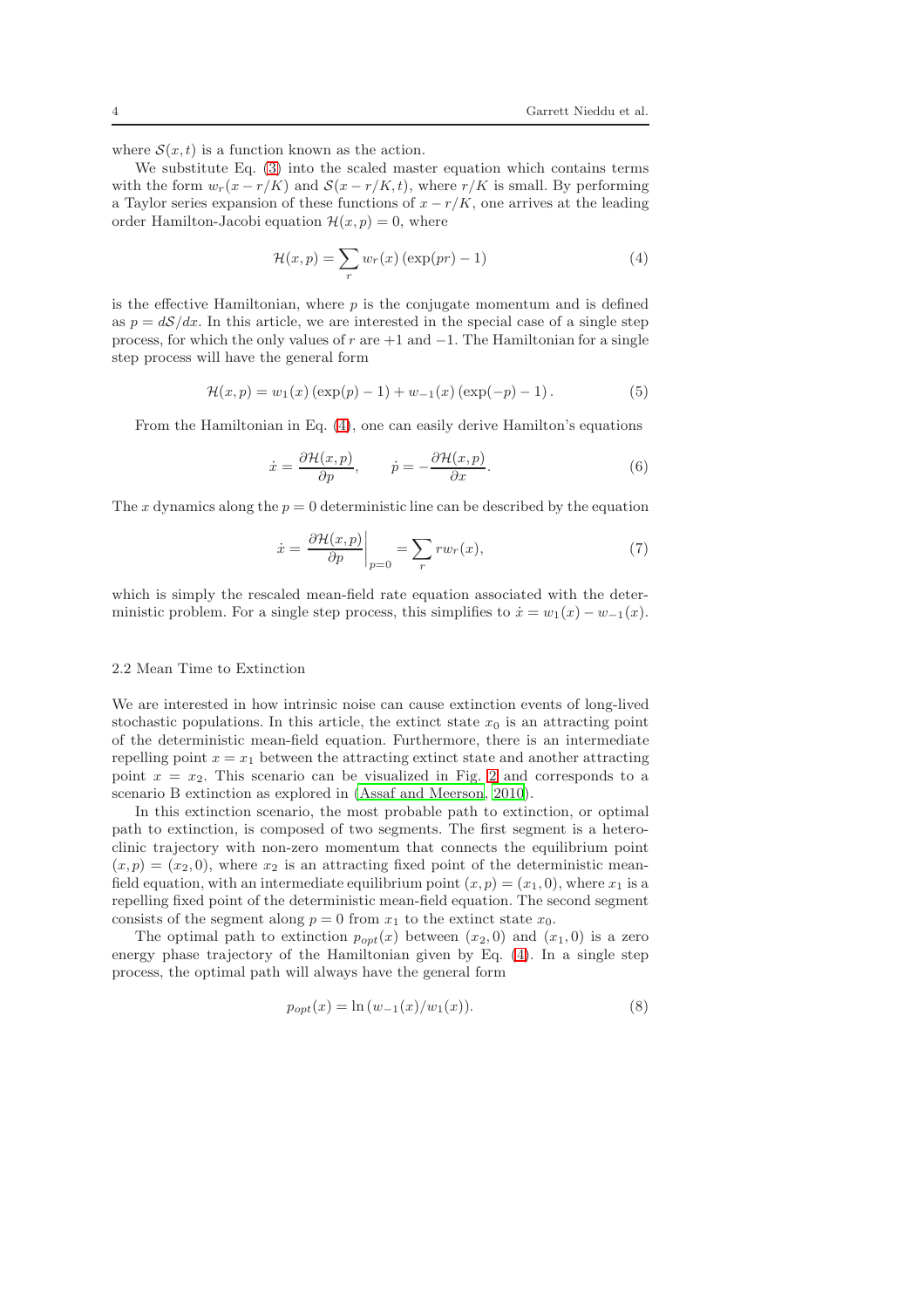where $\mathcal{S}(x,t)$ is a function known as the action.

We substitute Eq. (3) into the scaled master equation which contains terms with the form $w_r(x - r/K)$ and $\mathcal{S}(x - r/K, t)$, where $r/K$ is small. By performing a Taylor series expansion of these functions of $x - r/K$, one arrives at the leading order Hamilton-Jacobi equation $\mathcal{H}(x,p) = 0$, where

$$\mathcal{H}(x,p) = \sum_r w_r(x) \left(\exp(pr) - 1\right) \tag{4}$$

is the effective Hamiltonian, where $p$ is the conjugate momentum and is defined as $p = d\mathcal{S}/dx$. In this article, we are interested in the special case of a single step process, for which the only values of $r$ are $+1$ and $-1$. The Hamiltonian for a single step process will have the general form

$$\mathcal{H}(x,p) = w_1(x) \left(\exp(p) - 1\right) + w_{-1}(x) \left(\exp(-p) - 1\right). \tag{5}$$

From the Hamiltonian in Eq. (4), one can easily derive Hamilton's equations

$$\dot{x} = \frac{\partial \mathcal{H}(x,p)}{\partial p}, \qquad \dot{p} = -\frac{\partial \mathcal{H}(x,p)}{\partial x}. \tag{6}$$

The $x$ dynamics along the $p = 0$ deterministic line can be described by the equation

$$\dot{x} = \left.\frac{\partial \mathcal{H}(x,p)}{\partial p}\right|_{p=0} = \sum_r r w_r(x), \tag{7}$$

which is simply the rescaled mean-field rate equation associated with the deterministic problem. For a single step process, this simplifies to $\dot{x} = w_1(x) - w_{-1}(x)$.

### 2.2 Mean Time to Extinction

We are interested in how intrinsic noise can cause extinction events of long-lived stochastic populations. In this article, the extinct state $x_0$ is an attracting point of the deterministic mean-field equation. Furthermore, there is an intermediate repelling point $x = x_1$ between the attracting extinct state and another attracting point $x = x_2$. This scenario can be visualized in Fig. 2 and corresponds to a scenario B extinction as explored in (Assaf and Meerson, 2010).

In this extinction scenario, the most probable path to extinction, or optimal path to extinction, is composed of two segments. The first segment is a heteroclinic trajectory with non-zero momentum that connects the equilibrium point $(x,p) = (x_2, 0)$, where $x_2$ is an attracting fixed point of the deterministic mean-field equation, with an intermediate equilibrium point $(x,p) = (x_1, 0)$, where $x_1$ is a repelling fixed point of the deterministic mean-field equation. The second segment consists of the segment along $p = 0$ from $x_1$ to the extinct state $x_0$.

The optimal path to extinction $p_{opt}(x)$ between $(x_2, 0)$ and $(x_1, 0)$ is a zero energy phase trajectory of the Hamiltonian given by Eq. (4). In a single step process, the optimal path will always have the general form

$$p_{opt}(x) = \ln\left(w_{-1}(x)/w_1(x)\right). \tag{8}$$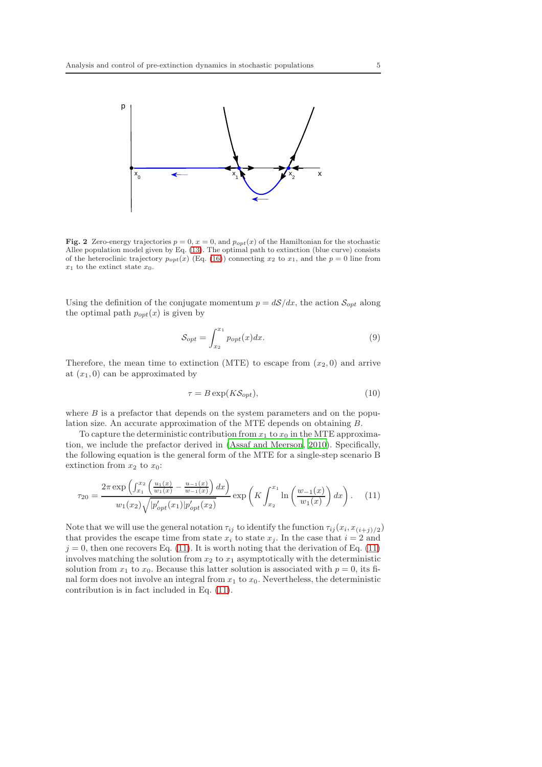**Fig. 2** Zero-energy trajectories $p = 0$, $x = 0$, and $p_{opt}(x)$ of the Hamiltonian for the stochastic Allee population model given by Eq. (13). The optimal path to extinction (blue curve) consists of the heteroclinic trajectory $p_{opt}(x)$ (Eq. (16)) connecting $x_2$ to $x_1$, and the $p = 0$ line from $x_1$ to the extinct state $x_0$.

Using the definition of the conjugate momentum $p = d\mathcal{S}/dx$, the action $\mathcal{S}_{opt}$ along the optimal path $p_{opt}(x)$ is given by

$$\mathcal{S}_{opt} = \int_{x_2}^{x_1} p_{opt}(x)dx. \tag{9}$$

Therefore, the mean time to extinction (MTE) to escape from $(x_2, 0)$ and arrive at $(x_1, 0)$ can be approximated by

$$\tau = B\exp(K\mathcal{S}_{opt}), \tag{10}$$

where $B$ is a prefactor that depends on the system parameters and on the population size. An accurate approximation of the MTE depends on obtaining $B$.

To capture the deterministic contribution from $x_1$ to $x_0$ in the MTE approximation, we include the prefactor derived in (Assaf and Meerson, 2010). Specifically, the following equation is the general form of the MTE for a single-step scenario B extinction from $x_2$ to $x_0$:

$$\tau_{20} = \frac{2\pi\exp\left(\int_{x_1}^{x_2}\left(\frac{u_1(x)}{w_1(x)} - \frac{u_{-1}(x)}{w_{-1}(x)}\right)dx\right)}{w_1(x_2)\sqrt{|p'_{opt}(x_1)|p'_{opt}(x_2)}}\exp\left(K\int_{x_2}^{x_1}\ln\left(\frac{w_{-1}(x)}{w_1(x)}\right)dx\right). \tag{11}$$

Note that we will use the general notation $\tau_{ij}$ to identify the function $\tau_{ij}(x_i, x_{(i+j)/2})$ that provides the escape time from state $x_i$ to state $x_j$. In the case that $i = 2$ and $j = 0$, then one recovers Eq. (11). It is worth noting that the derivation of Eq. (11) involves matching the solution from $x_2$ to $x_1$ asymptotically with the deterministic solution from $x_1$ to $x_0$. Because this latter solution is associated with $p = 0$, its final form does not involve an integral from $x_1$ to $x_0$. Nevertheless, the deterministic contribution is in fact included in Eq. (11).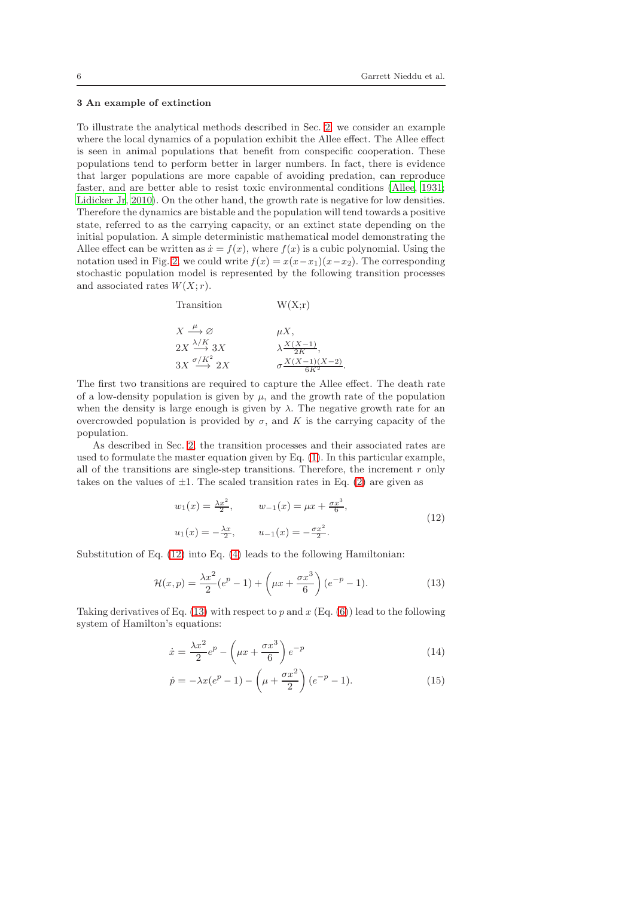### 3 An example of extinction

To illustrate the analytical methods described in Sec. 2, we consider an example where the local dynamics of a population exhibit the Allee effect. The Allee effect is seen in animal populations that benefit from conspecific cooperation. These populations tend to perform better in larger numbers. In fact, there is evidence that larger populations are more capable of avoiding predation, can reproduce faster, and are better able to resist toxic environmental conditions (Allee, 1931; Lidicker Jr, 2010). On the other hand, the growth rate is negative for low densities. Therefore the dynamics are bistable and the population will tend towards a positive state, referred to as the carrying capacity, or an extinct state depending on the initial population. A simple deterministic mathematical model demonstrating the Allee effect can be written as $\dot{x} = f(x)$, where $f(x)$ is a cubic polynomial. Using the notation used in Fig. 2, we could write $f(x) = x(x-x_1)(x-x_2)$. The corresponding stochastic population model is represented by the following transition processes and associated rates $W(X;r)$.

| Transition | W(X;r) |
|---|---|
| $X \xrightarrow{\mu} \varnothing$ | $\mu X,$ |
| $2X \xrightarrow{\lambda/K} 3X$ | $\lambda \frac{X(X-1)}{2K},$ |
| $3X \xrightarrow{\sigma/K^2} 2X$ | $\sigma \frac{X(X-1)(X-2)}{6K^2}.$ |

The first two transitions are required to capture the Allee effect. The death rate of a low-density population is given by $\mu$, and the growth rate of the population when the density is large enough is given by $\lambda$. The negative growth rate for an overcrowded population is provided by $\sigma$, and $K$ is the carrying capacity of the population.

As described in Sec. 2, the transition processes and their associated rates are used to formulate the master equation given by Eq. (1). In this particular example, all of the transitions are single-step transitions. Therefore, the increment $r$ only takes on the values of $\pm 1$. The scaled transition rates in Eq. (2) are given as

$$
\begin{aligned}
w_1(x) &= \tfrac{\lambda x^2}{2}, \qquad & w_{-1}(x) &= \mu x + \tfrac{\sigma x^3}{6}, \\
u_1(x) &= -\tfrac{\lambda x}{2}, \qquad & u_{-1}(x) &= -\tfrac{\sigma x^2}{2}.
\end{aligned}
\tag{12}
$$

Substitution of Eq. (12) into Eq. (4) leads to the following Hamiltonian:

$$
\mathcal{H}(x,p) = \frac{\lambda x^2}{2}(e^p - 1) + \left(\mu x + \frac{\sigma x^3}{6}\right)(e^{-p} - 1). \tag{13}
$$

Taking derivatives of Eq. (13) with respect to $p$ and $x$ (Eq. (6)) lead to the following system of Hamilton's equations:

$$
\dot{x} = \frac{\lambda x^2}{2} e^p - \left(\mu x + \frac{\sigma x^3}{6}\right) e^{-p} \tag{14}
$$

$$
\dot{p} = -\lambda x(e^p - 1) - \left(\mu + \frac{\sigma x^2}{2}\right)(e^{-p} - 1). \tag{15}
$$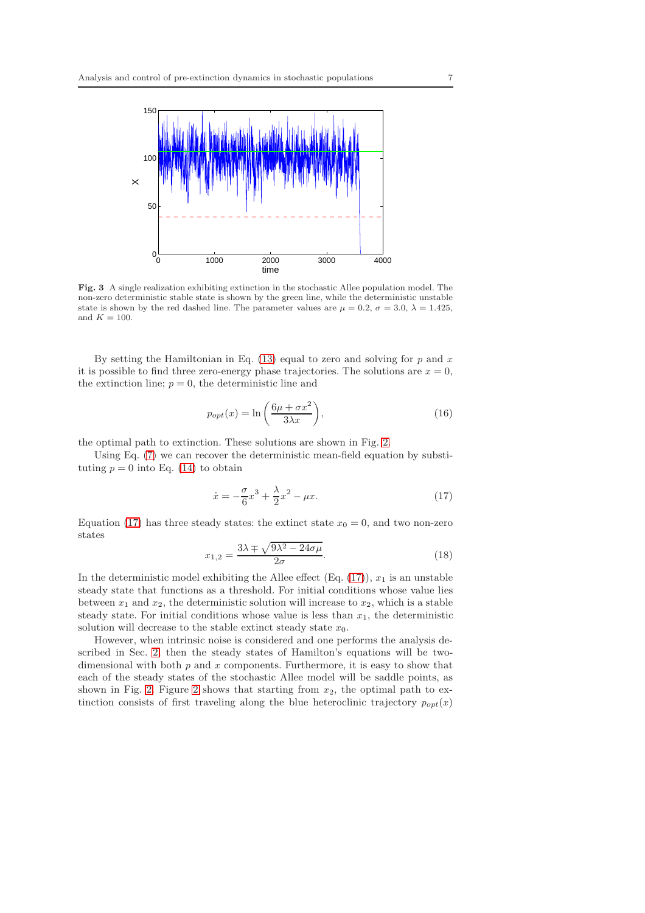**Fig. 3** A single realization exhibiting extinction in the stochastic Allee population model. The non-zero deterministic stable state is shown by the green line, while the deterministic unstable state is shown by the red dashed line. The parameter values are $\mu = 0.2$, $\sigma = 3.0$, $\lambda = 1.425$, and $K = 100$.

By setting the Hamiltonian in Eq. (13) equal to zero and solving for $p$ and $x$ it is possible to find three zero-energy phase trajectories. The solutions are $x = 0$, the extinction line; $p = 0$, the deterministic line and

$$p_{opt}(x) = \ln\left(\frac{6\mu + \sigma x^2}{3\lambda x}\right), \tag{16}$$

the optimal path to extinction. These solutions are shown in Fig. 2.

Using Eq. (7) we can recover the deterministic mean-field equation by substituting $p = 0$ into Eq. (14) to obtain

$$\dot{x} = -\frac{\sigma}{6}x^3 + \frac{\lambda}{2}x^2 - \mu x. \tag{17}$$

Equation (17) has three steady states: the extinct state $x_0 = 0$, and two non-zero states

$$x_{1,2} = \frac{3\lambda \mp \sqrt{9\lambda^2 - 24\sigma\mu}}{2\sigma}. \tag{18}$$

In the deterministic model exhibiting the Allee effect (Eq. (17)), $x_1$ is an unstable steady state that functions as a threshold. For initial conditions whose value lies between $x_1$ and $x_2$, the deterministic solution will increase to $x_2$, which is a stable steady state. For initial conditions whose value is less than $x_1$, the deterministic solution will decrease to the stable extinct steady state $x_0$.

However, when intrinsic noise is considered and one performs the analysis described in Sec. 2, then the steady states of Hamilton's equations will be two-dimensional with both $p$ and $x$ components. Furthermore, it is easy to show that each of the steady states of the stochastic Allee model will be saddle points, as shown in Fig. 2. Figure 2 shows that starting from $x_2$, the optimal path to extinction consists of first traveling along the blue heteroclinic trajectory $p_{opt}(x)$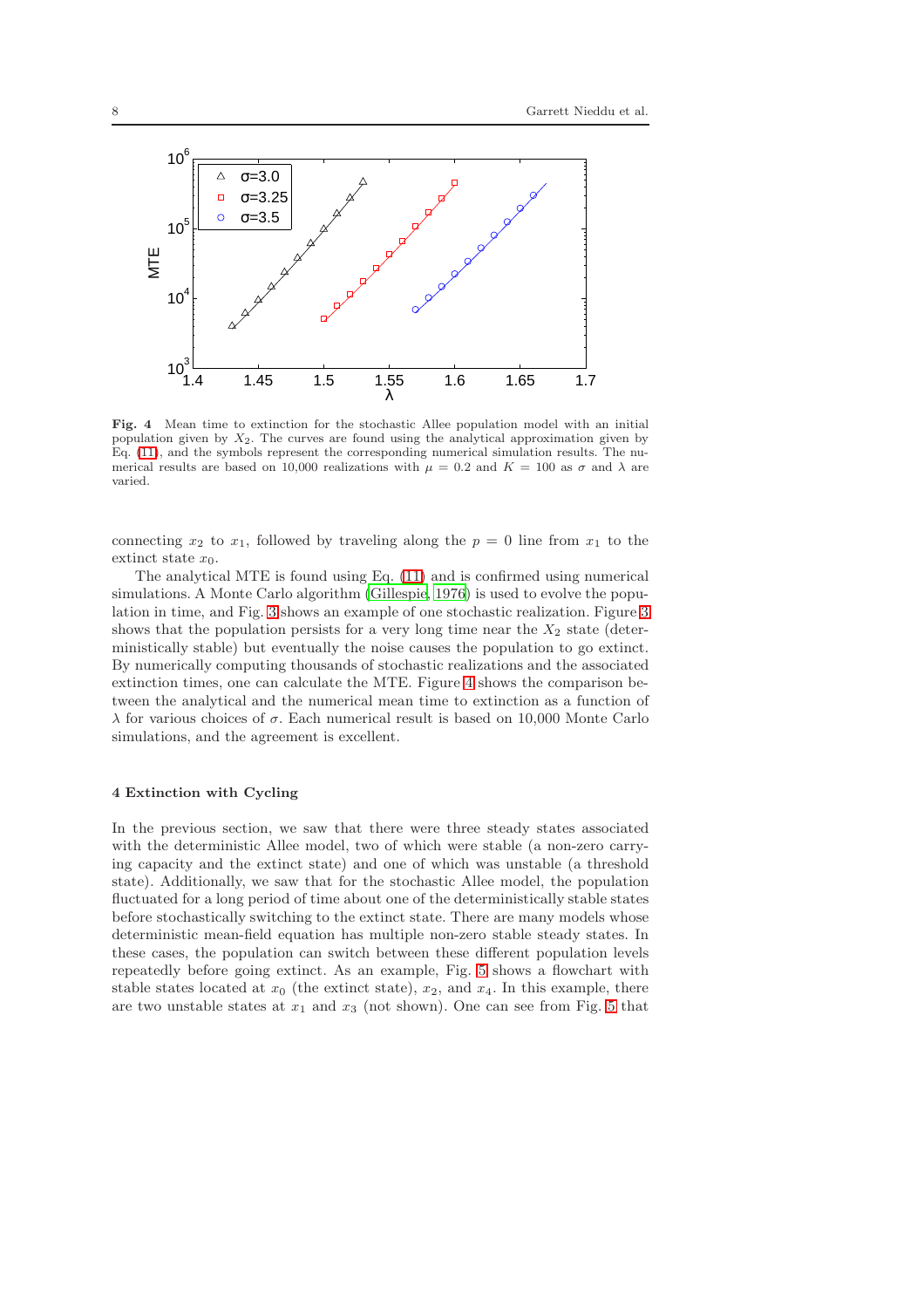**Fig. 4** Mean time to extinction for the stochastic Allee population model with an initial population given by $X_2$. The curves are found using the analytical approximation given by Eq. (11), and the symbols represent the corresponding numerical simulation results. The numerical results are based on 10,000 realizations with $\mu = 0.2$ and $K = 100$ as $\sigma$ and $\lambda$ are varied.

connecting $x_2$ to $x_1$, followed by traveling along the $p = 0$ line from $x_1$ to the extinct state $x_0$.

The analytical MTE is found using Eq. (11) and is confirmed using numerical simulations. A Monte Carlo algorithm (Gillespie, 1976) is used to evolve the population in time, and Fig. 3 shows an example of one stochastic realization. Figure 3 shows that the population persists for a very long time near the $X_2$ state (deterministically stable) but eventually the noise causes the population to go extinct. By numerically computing thousands of stochastic realizations and the associated extinction times, one can calculate the MTE. Figure 4 shows the comparison between the analytical and the numerical mean time to extinction as a function of $\lambda$ for various choices of $\sigma$. Each numerical result is based on 10,000 Monte Carlo simulations, and the agreement is excellent.

## 4 Extinction with Cycling

In the previous section, we saw that there were three steady states associated with the deterministic Allee model, two of which were stable (a non-zero carrying capacity and the extinct state) and one of which was unstable (a threshold state). Additionally, we saw that for the stochastic Allee model, the population fluctuated for a long period of time about one of the deterministically stable states before stochastically switching to the extinct state. There are many models whose deterministic mean-field equation has multiple non-zero stable steady states. In these cases, the population can switch between these different population levels repeatedly before going extinct. As an example, Fig. 5 shows a flowchart with stable states located at $x_0$ (the extinct state), $x_2$, and $x_4$. In this example, there are two unstable states at $x_1$ and $x_3$ (not shown). One can see from Fig. 5 that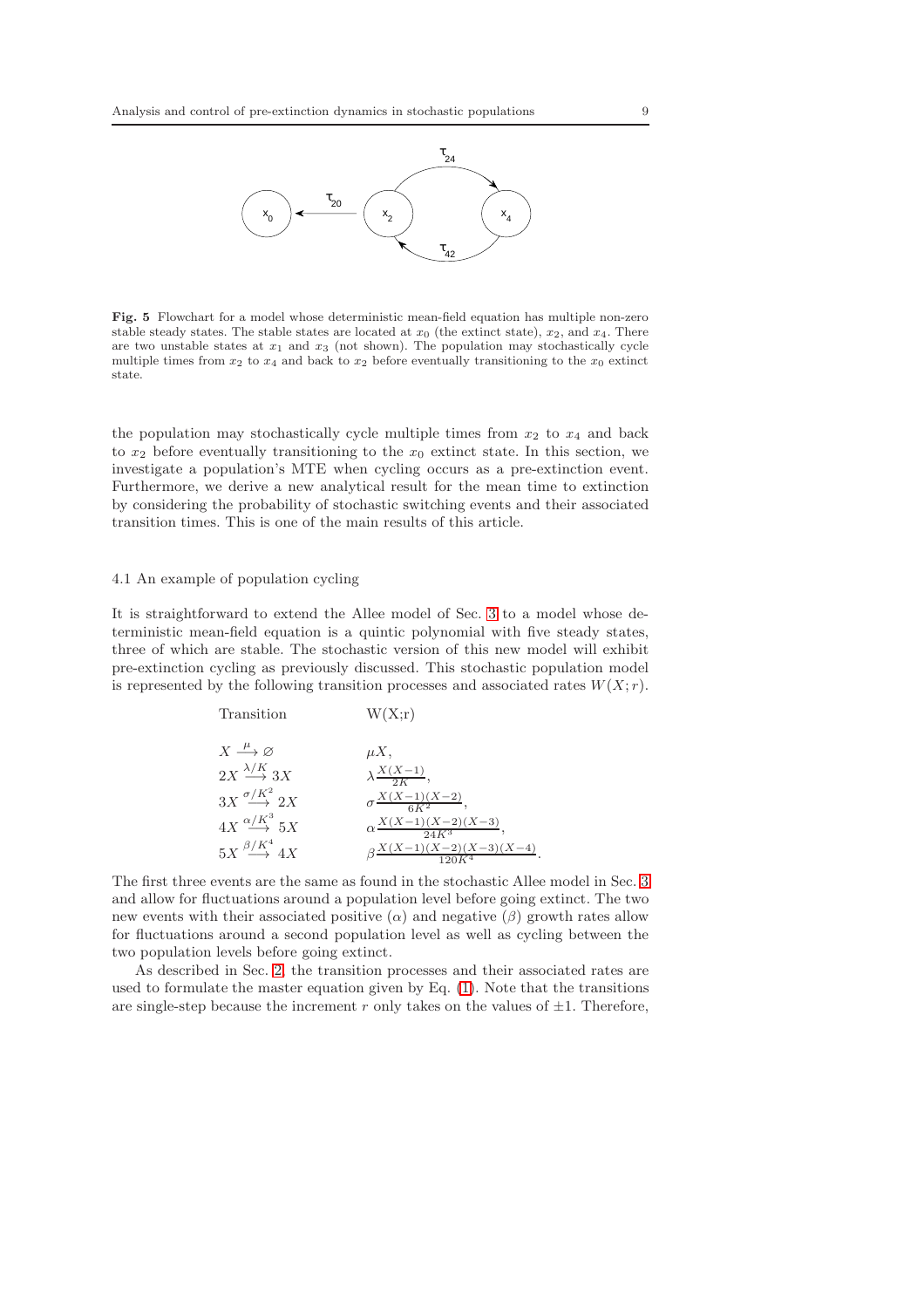**Fig. 5** Flowchart for a model whose deterministic mean-field equation has multiple non-zero stable steady states. The stable states are located at $x_0$ (the extinct state), $x_2$, and $x_4$. There are two unstable states at $x_1$ and $x_3$ (not shown). The population may stochastically cycle multiple times from $x_2$ to $x_4$ and back to $x_2$ before eventually transitioning to the $x_0$ extinct state.

the population may stochastically cycle multiple times from $x_2$ to $x_4$ and back to $x_2$ before eventually transitioning to the $x_0$ extinct state. In this section, we investigate a population's MTE when cycling occurs as a pre-extinction event. Furthermore, we derive a new analytical result for the mean time to extinction by considering the probability of stochastic switching events and their associated transition times. This is one of the main results of this article.

### 4.1 An example of population cycling

It is straightforward to extend the Allee model of Sec. 3 to a model whose deterministic mean-field equation is a quintic polynomial with five steady states, three of which are stable. The stochastic version of this new model will exhibit pre-extinction cycling as previously discussed. This stochastic population model is represented by the following transition processes and associated rates $W(X;r)$.

| Transition | W(X;r) |
|---|---|
| $X \xrightarrow{\mu} \varnothing$ | $\mu X,$ |
| $2X \xrightarrow{\lambda/K} 3X$ | $\lambda \frac{X(X-1)}{2K},$ |
| $3X \xrightarrow{\sigma/K^2} 2X$ | $\sigma \frac{X(X-1)(X-2)}{6K^2},$ |
| $4X \xrightarrow{\alpha/K^3} 5X$ | $\alpha \frac{X(X-1)(X-2)(X-3)}{24K^3},$ |
| $5X \xrightarrow{\beta/K^4} 4X$ | $\beta \frac{X(X-1)(X-2)(X-3)(X-4)}{120K^4}.$ |

The first three events are the same as found in the stochastic Allee model in Sec. 3 and allow for fluctuations around a population level before going extinct. The two new events with their associated positive ($\alpha$) and negative ($\beta$) growth rates allow for fluctuations around a second population level as well as cycling between the two population levels before going extinct.

As described in Sec. 2, the transition processes and their associated rates are used to formulate the master equation given by Eq. (1). Note that the transitions are single-step because the increment $r$ only takes on the values of $\pm 1$. Therefore,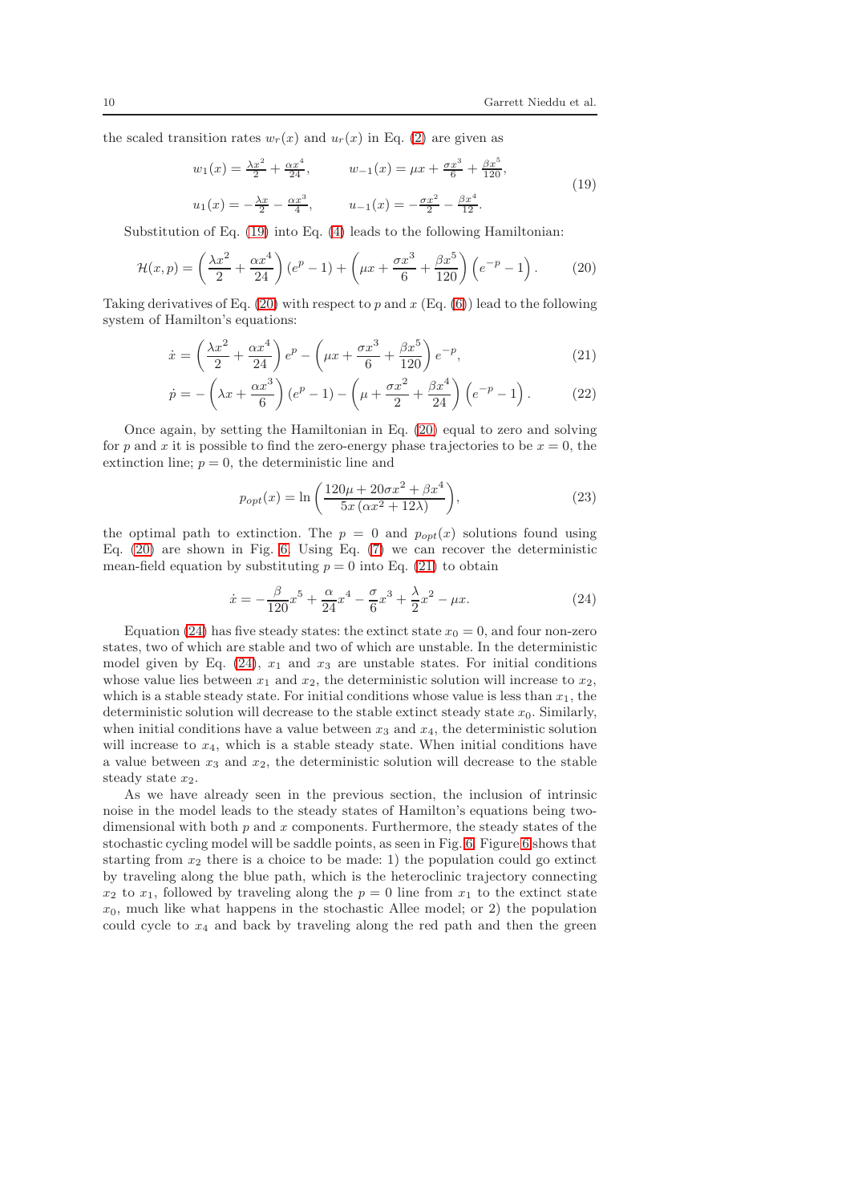the scaled transition rates $w_r(x)$ and $u_r(x)$ in Eq. (2) are given as

$$
\begin{aligned}
w_1(x) &= \tfrac{\lambda x^2}{2} + \tfrac{\alpha x^4}{24}, \qquad & w_{-1}(x) &= \mu x + \tfrac{\sigma x^3}{6} + \tfrac{\beta x^5}{120}, \\
u_1(x) &= -\tfrac{\lambda x}{2} - \tfrac{\alpha x^3}{4}, \qquad & u_{-1}(x) &= -\tfrac{\sigma x^2}{2} - \tfrac{\beta x^4}{12}.
\end{aligned}
\tag{19}
$$

Substitution of Eq. (19) into Eq. (4) leads to the following Hamiltonian:

$$
\mathcal{H}(x,p) = \left(\frac{\lambda x^2}{2} + \frac{\alpha x^4}{24}\right)\left(e^p - 1\right) + \left(\mu x + \frac{\sigma x^3}{6} + \frac{\beta x^5}{120}\right)\left(e^{-p} - 1\right). \tag{20}
$$

Taking derivatives of Eq. (20) with respect to $p$ and $x$ (Eq. (6)) lead to the following system of Hamilton's equations:

$$
\dot{x} = \left(\frac{\lambda x^2}{2} + \frac{\alpha x^4}{24}\right) e^p - \left(\mu x + \frac{\sigma x^3}{6} + \frac{\beta x^5}{120}\right) e^{-p}, \tag{21}
$$

$$
\dot{p} = -\left(\lambda x + \frac{\alpha x^3}{6}\right)\left(e^p - 1\right) - \left(\mu + \frac{\sigma x^2}{2} + \frac{\beta x^4}{24}\right)\left(e^{-p} - 1\right). \tag{22}
$$

Once again, by setting the Hamiltonian in Eq. (20) equal to zero and solving for $p$ and $x$ it is possible to find the zero-energy phase trajectories to be $x = 0$, the extinction line; $p = 0$, the deterministic line and

$$
p_{opt}(x) = \ln\left(\frac{120\mu + 20\sigma x^2 + \beta x^4}{5x\left(\alpha x^2 + 12\lambda\right)}\right), \tag{23}
$$

the optimal path to extinction. The $p = 0$ and $p_{opt}(x)$ solutions found using Eq. (20) are shown in Fig. 6. Using Eq. (7) we can recover the deterministic mean-field equation by substituting $p = 0$ into Eq. (21) to obtain

$$
\dot{x} = -\frac{\beta}{120}x^5 + \frac{\alpha}{24}x^4 - \frac{\sigma}{6}x^3 + \frac{\lambda}{2}x^2 - \mu x. \tag{24}
$$

Equation (24) has five steady states: the extinct state $x_0 = 0$, and four non-zero states, two of which are stable and two of which are unstable. In the deterministic model given by Eq. (24), $x_1$ and $x_3$ are unstable states. For initial conditions whose value lies between $x_1$ and $x_2$, the deterministic solution will increase to $x_2$, which is a stable steady state. For initial conditions whose value is less than $x_1$, the deterministic solution will decrease to the stable extinct steady state $x_0$. Similarly, when initial conditions have a value between $x_3$ and $x_4$, the deterministic solution will increase to $x_4$, which is a stable steady state. When initial conditions have a value between $x_3$ and $x_2$, the deterministic solution will decrease to the stable steady state $x_2$.

As we have already seen in the previous section, the inclusion of intrinsic noise in the model leads to the steady states of Hamilton's equations being two-dimensional with both $p$ and $x$ components. Furthermore, the steady states of the stochastic cycling model will be saddle points, as seen in Fig. 6. Figure 6 shows that starting from $x_2$ there is a choice to be made: 1) the population could go extinct by traveling along the blue path, which is the heteroclinic trajectory connecting $x_2$ to $x_1$, followed by traveling along the $p = 0$ line from $x_1$ to the extinct state $x_0$, much like what happens in the stochastic Allee model; or 2) the population could cycle to $x_4$ and back by traveling along the red path and then the green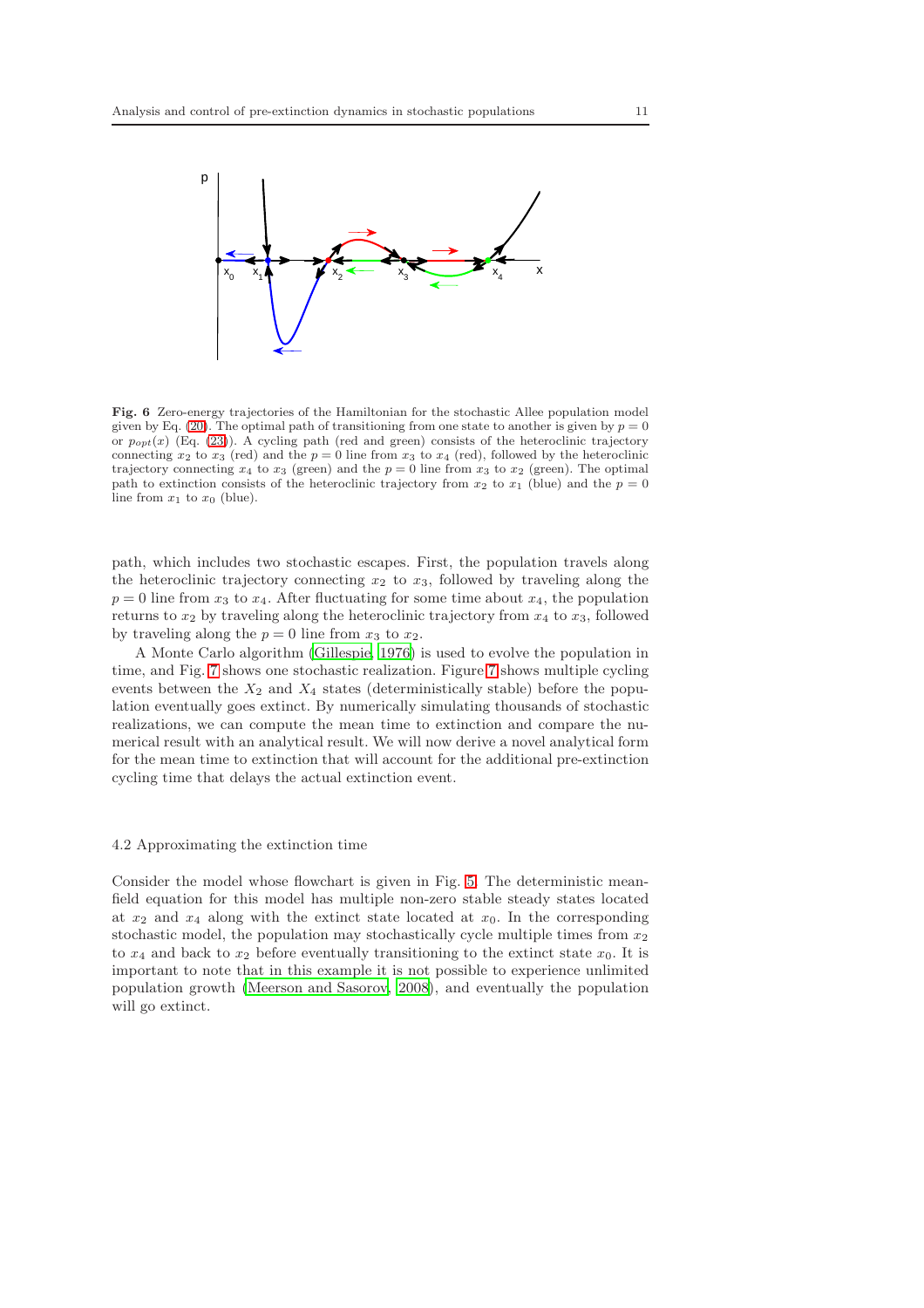**Fig. 6** Zero-energy trajectories of the Hamiltonian for the stochastic Allee population model given by Eq. (20). The optimal path of transitioning from one state to another is given by $p = 0$ or $p_{opt}(x)$ (Eq. (23)). A cycling path (red and green) consists of the heteroclinic trajectory connecting $x_2$ to $x_3$ (red) and the $p = 0$ line from $x_3$ to $x_4$ (red), followed by the heteroclinic trajectory connecting $x_4$ to $x_3$ (green) and the $p = 0$ line from $x_3$ to $x_2$ (green). The optimal path to extinction consists of the heteroclinic trajectory from $x_2$ to $x_1$ (blue) and the $p = 0$ line from $x_1$ to $x_0$ (blue).

path, which includes two stochastic escapes. First, the population travels along the heteroclinic trajectory connecting $x_2$ to $x_3$, followed by traveling along the $p = 0$ line from $x_3$ to $x_4$. After fluctuating for some time about $x_4$, the population returns to $x_2$ by traveling along the heteroclinic trajectory from $x_4$ to $x_3$, followed by traveling along the $p = 0$ line from $x_3$ to $x_2$.

A Monte Carlo algorithm (Gillespie, 1976) is used to evolve the population in time, and Fig. 7 shows one stochastic realization. Figure 7 shows multiple cycling events between the $X_2$ and $X_4$ states (deterministically stable) before the population eventually goes extinct. By numerically simulating thousands of stochastic realizations, we can compute the mean time to extinction and compare the numerical result with an analytical result. We will now derive a novel analytical form for the mean time to extinction that will account for the additional pre-extinction cycling time that delays the actual extinction event.

### 4.2 Approximating the extinction time

Consider the model whose flowchart is given in Fig. 5. The deterministic mean-field equation for this model has multiple non-zero stable steady states located at $x_2$ and $x_4$ along with the extinct state located at $x_0$. In the corresponding stochastic model, the population may stochastically cycle multiple times from $x_2$ to $x_4$ and back to $x_2$ before eventually transitioning to the extinct state $x_0$. It is important to note that in this example it is not possible to experience unlimited population growth (Meerson and Sasorov, 2008), and eventually the population will go extinct.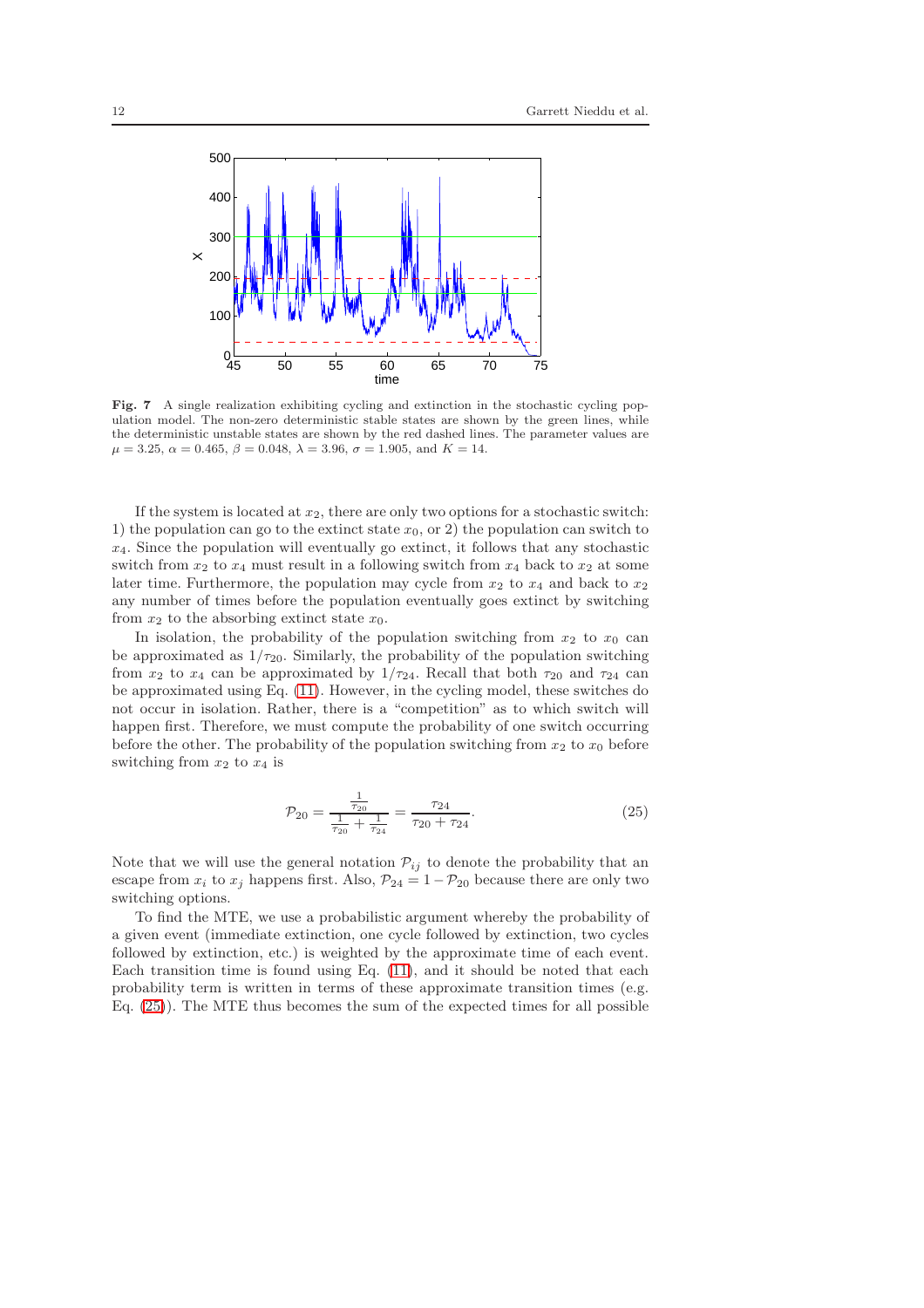**Fig. 7** A single realization exhibiting cycling and extinction in the stochastic cycling population model. The non-zero deterministic stable states are shown by the green lines, while the deterministic unstable states are shown by the red dashed lines. The parameter values are $\mu = 3.25$, $\alpha = 0.465$, $\beta = 0.048$, $\lambda = 3.96$, $\sigma = 1.905$, and $K = 14$.

If the system is located at $x_2$, there are only two options for a stochastic switch: 1) the population can go to the extinct state $x_0$, or 2) the population can switch to $x_4$. Since the population will eventually go extinct, it follows that any stochastic switch from $x_2$ to $x_4$ must result in a following switch from $x_4$ back to $x_2$ at some later time. Furthermore, the population may cycle from $x_2$ to $x_4$ and back to $x_2$ any number of times before the population eventually goes extinct by switching from $x_2$ to the absorbing extinct state $x_0$.

In isolation, the probability of the population switching from $x_2$ to $x_0$ can be approximated as $1/\tau_{20}$. Similarly, the probability of the population switching from $x_2$ to $x_4$ can be approximated by $1/\tau_{24}$. Recall that both $\tau_{20}$ and $\tau_{24}$ can be approximated using Eq. (11). However, in the cycling model, these switches do not occur in isolation. Rather, there is a "competition" as to which switch will happen first. Therefore, we must compute the probability of one switch occurring before the other. The probability of the population switching from $x_2$ to $x_0$ before switching from $x_2$ to $x_4$ is

$$\mathcal{P}_{20} = \frac{\frac{1}{\tau_{20}}}{\frac{1}{\tau_{20}} + \frac{1}{\tau_{24}}} = \frac{\tau_{24}}{\tau_{20} + \tau_{24}}. \tag{25}$$

Note that we will use the general notation $\mathcal{P}_{ij}$ to denote the probability that an escape from $x_i$ to $x_j$ happens first. Also, $\mathcal{P}_{24} = 1 - \mathcal{P}_{20}$ because there are only two switching options.

To find the MTE, we use a probabilistic argument whereby the probability of a given event (immediate extinction, one cycle followed by extinction, two cycles followed by extinction, etc.) is weighted by the approximate time of each event. Each transition time is found using Eq. (11), and it should be noted that each probability term is written in terms of these approximate transition times (e.g. Eq. (25)). The MTE thus becomes the sum of the expected times for all possible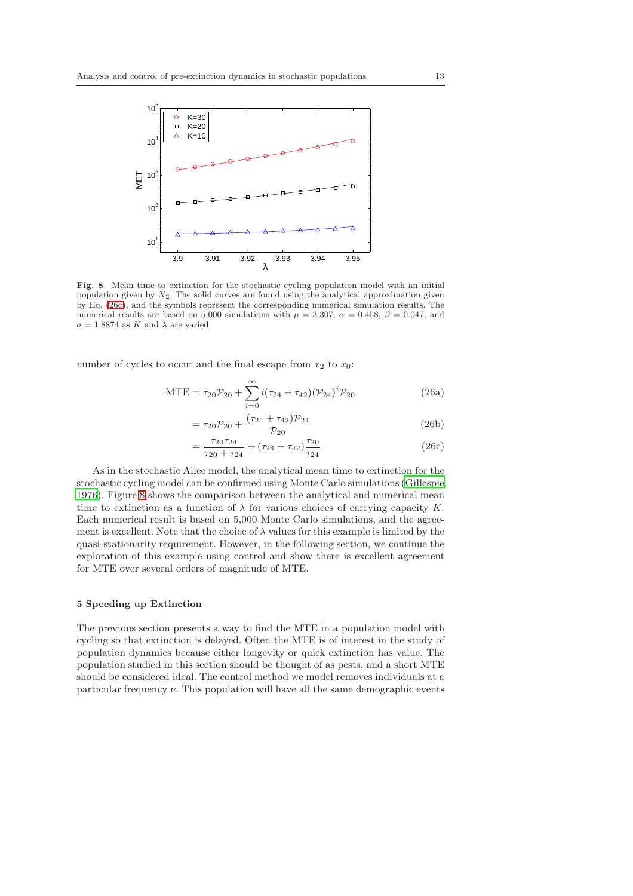**Fig. 8** Mean time to extinction for the stochastic cycling population model with an initial population given by $X_2$. The solid curves are found using the analytical approximation given by Eq. (26c), and the symbols represent the corresponding numerical simulation results. The numerical results are based on 5,000 simulations with $\mu = 3.307$, $\alpha = 0.458$, $\beta = 0.047$, and $\sigma = 1.8874$ as $K$ and $\lambda$ are varied.

number of cycles to occur and the final escape from $x_2$ to $x_0$:

$$\text{MTE} = \tau_{20}\mathcal{P}_{20} + \sum_{i=0}^{\infty} i(\tau_{24} + \tau_{42})(\mathcal{P}_{24})^i \mathcal{P}_{20} \tag{26a}$$

$$= \tau_{20}\mathcal{P}_{20} + \frac{(\tau_{24} + \tau_{42})\mathcal{P}_{24}}{\mathcal{P}_{20}} \tag{26b}$$

$$= \frac{\tau_{20}\tau_{24}}{\tau_{20} + \tau_{24}} + (\tau_{24} + \tau_{42})\frac{\tau_{20}}{\tau_{24}}. \tag{26c}$$

As in the stochastic Allee model, the analytical mean time to extinction for the stochastic cycling model can be confirmed using Monte Carlo simulations (Gillespie 1976). Figure 8 shows the comparison between the analytical and numerical mean time to extinction as a function of $\lambda$ for various choices of carrying capacity $K$. Each numerical result is based on 5,000 Monte Carlo simulations, and the agreement is excellent. Note that the choice of $\lambda$ values for this example is limited by the quasi-stationarity requirement. However, in the following section, we continue the exploration of this example using control and show there is excellent agreement for MTE over several orders of magnitude of MTE.

## 5 Speeding up Extinction

The previous section presents a way to find the MTE in a population model with cycling so that extinction is delayed. Often the MTE is of interest in the study of population dynamics because either longevity or quick extinction has value. The population studied in this section should be thought of as pests, and a short MTE should be considered ideal. The control method we model removes individuals at a particular frequency $\nu$. This population will have all the same demographic events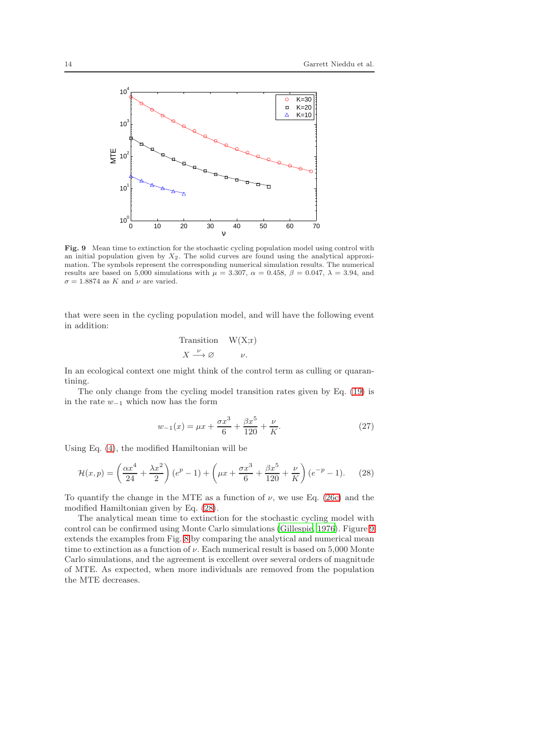**Fig. 9** Mean time to extinction for the stochastic cycling population model using control with an initial population given by $X_2$. The solid curves are found using the analytical approximation. The symbols represent the corresponding numerical simulation results. The numerical results are based on 5,000 simulations with $\mu = 3.307$, $\alpha = 0.458$, $\beta = 0.047$, $\lambda = 3.94$, and $\sigma = 1.8874$ as $K$ and $\nu$ are varied.

that were seen in the cycling population model, and will have the following event in addition:

| Transition | W(X;r) |
|---|---|
| $X \xrightarrow{\nu} \varnothing$ | $\nu$. |

In an ecological context one might think of the control term as culling or quarantining.

The only change from the cycling model transition rates given by Eq. (19) is in the rate $w_{-1}$ which now has the form

$$w_{-1}(x) = \mu x + \frac{\sigma x^3}{6} + \frac{\beta x^5}{120} + \frac{\nu}{K}. \tag{27}$$

Using Eq. (4), the modified Hamiltonian will be

$$\mathcal{H}(x, p) = \left(\frac{\alpha x^4}{24} + \frac{\lambda x^2}{2}\right)(e^p - 1) + \left(\mu x + \frac{\sigma x^3}{6} + \frac{\beta x^5}{120} + \frac{\nu}{K}\right)(e^{-p} - 1). \tag{28}$$

To quantify the change in the MTE as a function of $\nu$, we use Eq. (26c) and the modified Hamiltonian given by Eq. (28).

The analytical mean time to extinction for the stochastic cycling model with control can be confirmed using Monte Carlo simulations (Gillespie, 1976). Figure 9 extends the examples from Fig. 8 by comparing the analytical and numerical mean time to extinction as a function of $\nu$. Each numerical result is based on 5,000 Monte Carlo simulations, and the agreement is excellent over several orders of magnitude of MTE. As expected, when more individuals are removed from the population the MTE decreases.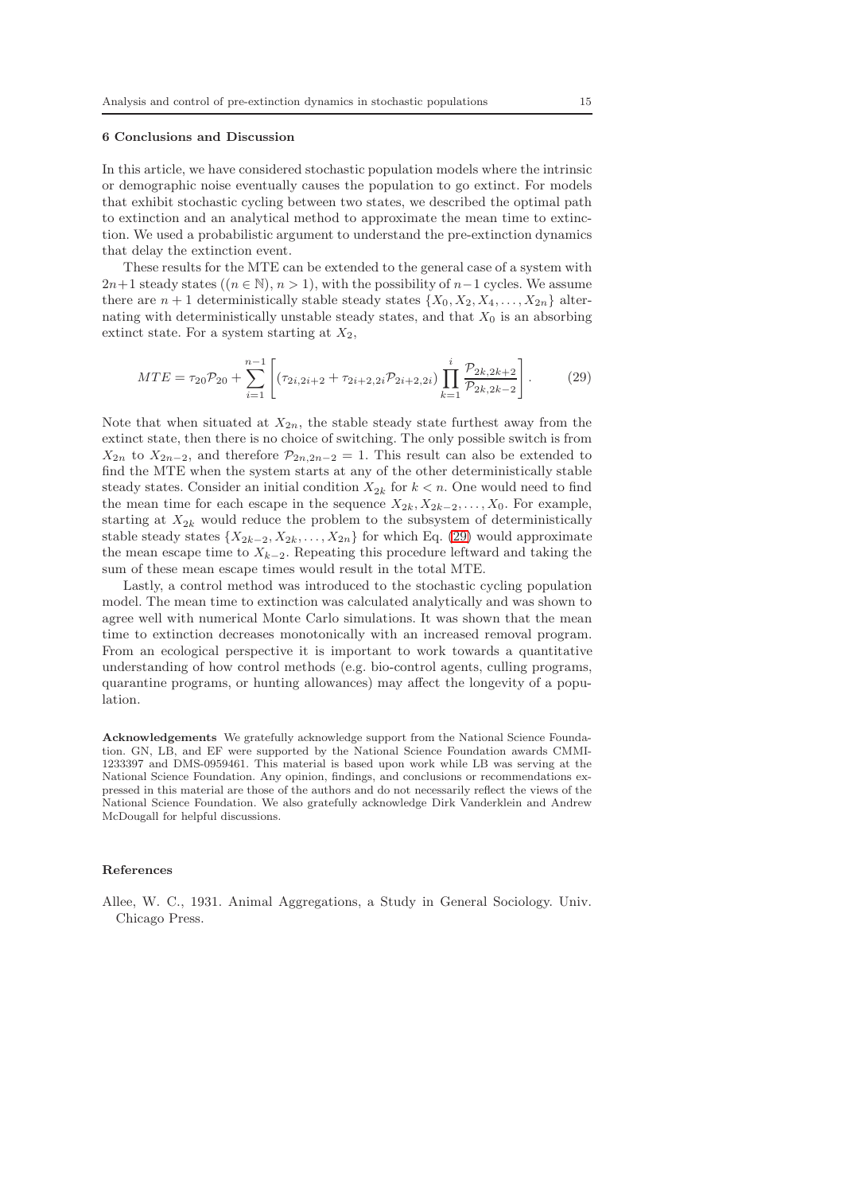## 6 Conclusions and Discussion

In this article, we have considered stochastic population models where the intrinsic or demographic noise eventually causes the population to go extinct. For models that exhibit stochastic cycling between two states, we described the optimal path to extinction and an analytical method to approximate the mean time to extinction. We used a probabilistic argument to understand the pre-extinction dynamics that delay the extinction event.

These results for the MTE can be extended to the general case of a system with $2n+1$ steady states ($(n \in \mathbb{N})$, $n > 1$), with the possibility of $n-1$ cycles. We assume there are $n+1$ deterministically stable steady states $\{X_0, X_2, X_4, \ldots, X_{2n}\}$ alternating with deterministically unstable steady states, and that $X_0$ is an absorbing extinct state. For a system starting at $X_2$,

$$MTE = \tau_{20}\mathcal{P}_{20} + \sum_{i=1}^{n-1}\left[(\tau_{2i,2i+2} + \tau_{2i+2,2i}\mathcal{P}_{2i+2,2i})\prod_{k=1}^{i}\frac{\mathcal{P}_{2k,2k+2}}{\mathcal{P}_{2k,2k-2}}\right]. \tag{29}$$

Note that when situated at $X_{2n}$, the stable steady state furthest away from the extinct state, then there is no choice of switching. The only possible switch is from $X_{2n}$ to $X_{2n-2}$, and therefore $\mathcal{P}_{2n,2n-2} = 1$. This result can also be extended to find the MTE when the system starts at any of the other deterministically stable steady states. Consider an initial condition $X_{2k}$ for $k < n$. One would need to find the mean time for each escape in the sequence $X_{2k}, X_{2k-2}, \ldots, X_0$. For example, starting at $X_{2k}$ would reduce the problem to the subsystem of deterministically stable steady states $\{X_{2k-2}, X_{2k}, \ldots, X_{2n}\}$ for which Eq. (29) would approximate the mean escape time to $X_{k-2}$. Repeating this procedure leftward and taking the sum of these mean escape times would result in the total MTE.

Lastly, a control method was introduced to the stochastic cycling population model. The mean time to extinction was calculated analytically and was shown to agree well with numerical Monte Carlo simulations. It was shown that the mean time to extinction decreases monotonically with an increased removal program. From an ecological perspective it is important to work towards a quantitative understanding of how control methods (e.g. bio-control agents, culling programs, quarantine programs, or hunting allowances) may affect the longevity of a population.

**Acknowledgements** We gratefully acknowledge support from the National Science Foundation. GN, LB, and EF were supported by the National Science Foundation awards CMMI-1233397 and DMS-0959461. This material is based upon work while LB was serving at the National Science Foundation. Any opinion, findings, and conclusions or recommendations expressed in this material are those of the authors and do not necessarily reflect the views of the National Science Foundation. We also gratefully acknowledge Dirk Vanderklein and Andrew McDougall for helpful discussions.

## References

Allee, W. C., 1931. Animal Aggregations, a Study in General Sociology. Univ. Chicago Press.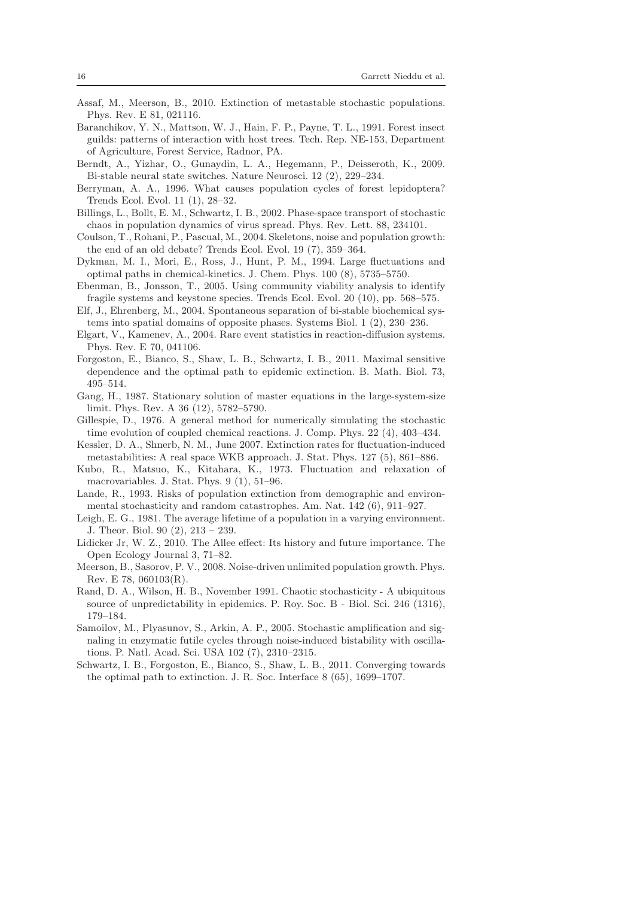Assaf, M., Meerson, B., 2010. Extinction of metastable stochastic populations. Phys. Rev. E 81, 021116.

Baranchikov, Y. N., Mattson, W. J., Hain, F. P., Payne, T. L., 1991. Forest insect guilds: patterns of interaction with host trees. Tech. Rep. NE-153, Department of Agriculture, Forest Service, Radnor, PA.

Berndt, A., Yizhar, O., Gunaydin, L. A., Hegemann, P., Deisseroth, K., 2009. Bi-stable neural state switches. Nature Neurosci. 12 (2), 229–234.

Berryman, A. A., 1996. What causes population cycles of forest lepidoptera? Trends Ecol. Evol. 11 (1), 28–32.

Billings, L., Bollt, E. M., Schwartz, I. B., 2002. Phase-space transport of stochastic chaos in population dynamics of virus spread. Phys. Rev. Lett. 88, 234101.

Coulson, T., Rohani, P., Pascual, M., 2004. Skeletons, noise and population growth: the end of an old debate? Trends Ecol. Evol. 19 (7), 359–364.

Dykman, M. I., Mori, E., Ross, J., Hunt, P. M., 1994. Large fluctuations and optimal paths in chemical-kinetics. J. Chem. Phys. 100 (8), 5735–5750.

Ebenman, B., Jonsson, T., 2005. Using community viability analysis to identify fragile systems and keystone species. Trends Ecol. Evol. 20 (10), pp. 568–575.

Elf, J., Ehrenberg, M., 2004. Spontaneous separation of bi-stable biochemical systems into spatial domains of opposite phases. Systems Biol. 1 (2), 230–236.

Elgart, V., Kamenev, A., 2004. Rare event statistics in reaction-diffusion systems. Phys. Rev. E 70, 041106.

Forgoston, E., Bianco, S., Shaw, L. B., Schwartz, I. B., 2011. Maximal sensitive dependence and the optimal path to epidemic extinction. B. Math. Biol. 73, 495–514.

Gang, H., 1987. Stationary solution of master equations in the large-system-size limit. Phys. Rev. A 36 (12), 5782–5790.

Gillespie, D., 1976. A general method for numerically simulating the stochastic time evolution of coupled chemical reactions. J. Comp. Phys. 22 (4), 403–434.

Kessler, D. A., Shnerb, N. M., June 2007. Extinction rates for fluctuation-induced metastabilities: A real space WKB approach. J. Stat. Phys. 127 (5), 861–886.

Kubo, R., Matsuo, K., Kitahara, K., 1973. Fluctuation and relaxation of macrovariables. J. Stat. Phys. 9 (1), 51–96.

Lande, R., 1993. Risks of population extinction from demographic and environmental stochasticity and random catastrophes. Am. Nat. 142 (6), 911–927.

Leigh, E. G., 1981. The average lifetime of a population in a varying environment. J. Theor. Biol. 90 (2), 213 – 239.

Lidicker Jr, W. Z., 2010. The Allee effect: Its history and future importance. The Open Ecology Journal 3, 71–82.

Meerson, B., Sasorov, P. V., 2008. Noise-driven unlimited population growth. Phys. Rev. E 78, 060103(R).

Rand, D. A., Wilson, H. B., November 1991. Chaotic stochasticity - A ubiquitous source of unpredictability in epidemics. P. Roy. Soc. B - Biol. Sci. 246 (1316), 179–184.

Samoilov, M., Plyasunov, S., Arkin, A. P., 2005. Stochastic amplification and signaling in enzymatic futile cycles through noise-induced bistability with oscillations. P. Natl. Acad. Sci. USA 102 (7), 2310–2315.

Schwartz, I. B., Forgoston, E., Bianco, S., Shaw, L. B., 2011. Converging towards the optimal path to extinction. J. R. Soc. Interface 8 (65), 1699–1707.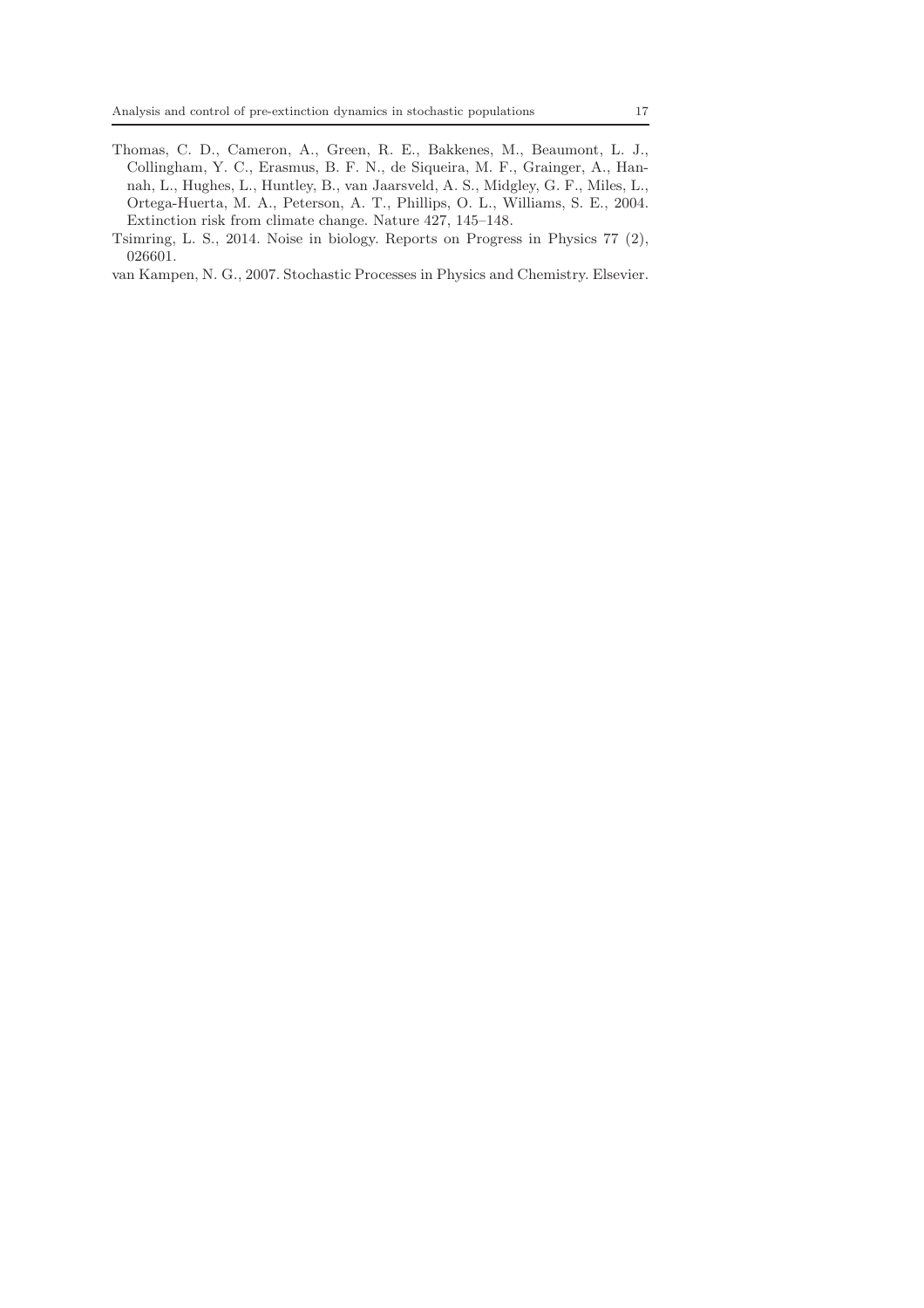Thomas, C. D., Cameron, A., Green, R. E., Bakkenes, M., Beaumont, L. J., Collingham, Y. C., Erasmus, B. F. N., de Siqueira, M. F., Grainger, A., Hannah, L., Hughes, L., Huntley, B., van Jaarsveld, A. S., Midgley, G. F., Miles, L., Ortega-Huerta, M. A., Peterson, A. T., Phillips, O. L., Williams, S. E., 2004. Extinction risk from climate change. Nature 427, 145–148.

Tsimring, L. S., 2014. Noise in biology. Reports on Progress in Physics 77 (2), 026601.

van Kampen, N. G., 2007. Stochastic Processes in Physics and Chemistry. Elsevier.